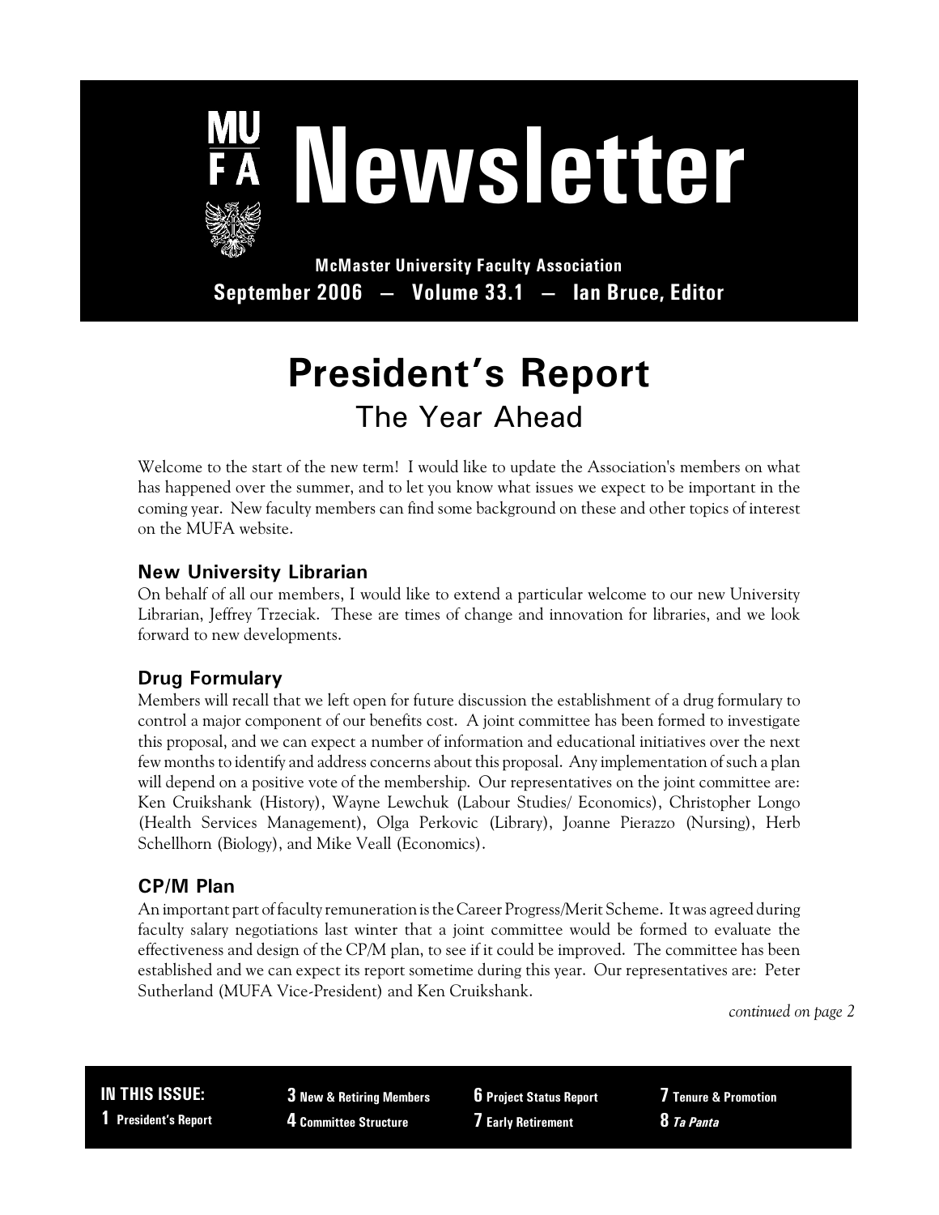# MUFA Newsletter

**McMaster University Faculty Association**

**September 2006 — Volume 33.1 — Ian Bruce, Editor**

# President's Report

## The Year Ahead

Welcome to the start of the new term! I would like to update the Association's members on what has happened over the summer, and to let you know what issues we expect to be important in the coming year. New faculty members can find some background on these and other topics of interest on the MUFA website.

### New University Librarian

On behalf of all our members, I would like to extend a particular welcome to our new University Librarian, Jeffrey Trzeciak. These are times of change and innovation for libraries, and we look forward to new developments.

### Drug Formulary

Members will recall that we left open for future discussion the establishment of a drug formulary to control a major component of our benefits cost. A joint committee has been formed to investigate this proposal, and we can expect a number of information and educational initiatives over the next few months to identify and address concerns about this proposal. Any implementation of such a plan will depend on a positive vote of the membership. Our representatives on the joint committee are: Ken Cruikshank (History), Wayne Lewchuk (Labour Studies/ Economics), Christopher Longo (Health Services Management), Olga Perkovic (Library), Joanne Pierazzo (Nursing), Herb Schellhorn (Biology), and Mike Veall (Economics).

### CP/M Plan

An important part of faculty remuneration is the Career Progress/Merit Scheme. It was agreed during faculty salary negotiations last winter that a joint committee would be formed to evaluate the effectiveness and design of the CP/M plan, to see if it could be improved. The committee has been established and we can expect its report sometime during this year. Our representatives are: Peter Sutherland (MUFA Vice-President) and Ken Cruikshank.

*continued on page 2*

**IN THIS ISSUE:**

- **1** President's Report
- **3** New & Retiring Members
- **4** Committee Structure
- **6** Project Status Report
- **7** Early Retirement
- **7** Tenure & Promotion
- **8** *Ta Panta*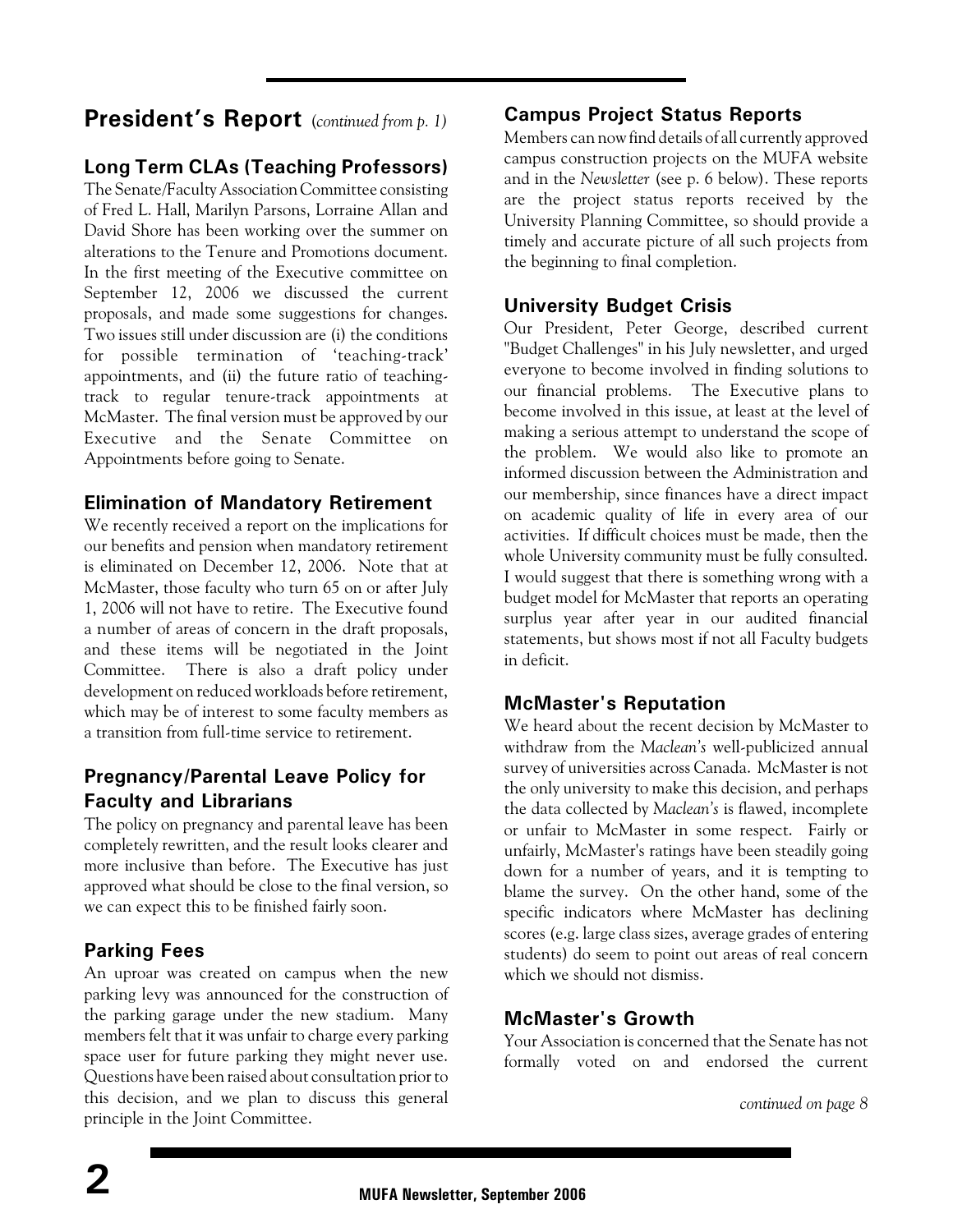## President's Report (*continued from p. 1*)

### Long Term CLAs (Teaching Professors)

The Senate/Faculty Association Committee consisting of Fred L. Hall, Marilyn Parsons, Lorraine Allan and David Shore has been working over the summer on alterations to the Tenure and Promotions document. In the first meeting of the Executive committee on September 12, 2006 we discussed the current proposals, and made some suggestions for changes. Two issues still under discussion are (i) the conditions for possible termination of 'teaching-track' appointments, and (ii) the future ratio of teaching-track to regular tenure-track appointments at McMaster. The final version must be approved by our Executive and the Senate Committee on Appointments before going to Senate.

### Elimination of Mandatory Retirement

We recently received a report on the implications for our benefits and pension when mandatory retirement is eliminated on December 12, 2006. Note that at McMaster, those faculty who turn 65 on or after July 1, 2006 will not have to retire. The Executive found a number of areas of concern in the draft proposals, and these items will be negotiated in the Joint Committee. There is also a draft policy under development on reduced workloads before retirement, which may be of interest to some faculty members as a transition from full-time service to retirement.

### Pregnancy/Parental Leave Policy for Faculty and Librarians

The policy on pregnancy and parental leave has been completely rewritten, and the result looks clearer and more inclusive than before. The Executive has just approved what should be close to the final version, so we can expect this to be finished fairly soon.

### Parking Fees

An uproar was created on campus when the new parking levy was announced for the construction of the parking garage under the new stadium. Many members felt that it was unfair to charge every parking space user for future parking they might never use. Questions have been raised about consultation prior to this decision, and we plan to discuss this general principle in the Joint Committee.

### Campus Project Status Reports

Members can now find details of all currently approved campus construction projects on the MUFA website and in the *Newsletter* (see p. 6 below). These reports are the project status reports received by the University Planning Committee, so should provide a timely and accurate picture of all such projects from the beginning to final completion.

### University Budget Crisis

Our President, Peter George, described current "Budget Challenges" in his July newsletter, and urged everyone to become involved in finding solutions to our financial problems. The Executive plans to become involved in this issue, at least at the level of making a serious attempt to understand the scope of the problem. We would also like to promote an informed discussion between the Administration and our membership, since finances have a direct impact on academic quality of life in every area of our activities. If difficult choices must be made, then the whole University community must be fully consulted. I would suggest that there is something wrong with a budget model for McMaster that reports an operating surplus year after year in our audited financial statements, but shows most if not all Faculty budgets in deficit.

### McMaster's Reputation

We heard about the recent decision by McMaster to withdraw from the *Maclean's* well-publicized annual survey of universities across Canada. McMaster is not the only university to make this decision, and perhaps the data collected by *Maclean's* is flawed, incomplete or unfair to McMaster in some respect. Fairly or unfairly, McMaster's ratings have been steadily going down for a number of years, and it is tempting to blame the survey. On the other hand, some of the specific indicators where McMaster has declining scores (e.g. large class sizes, average grades of entering students) do seem to point out areas of real concern which we should not dismiss.

### McMaster's Growth

Your Association is concerned that the Senate has not formally voted on and endorsed the current

*continued on page 8*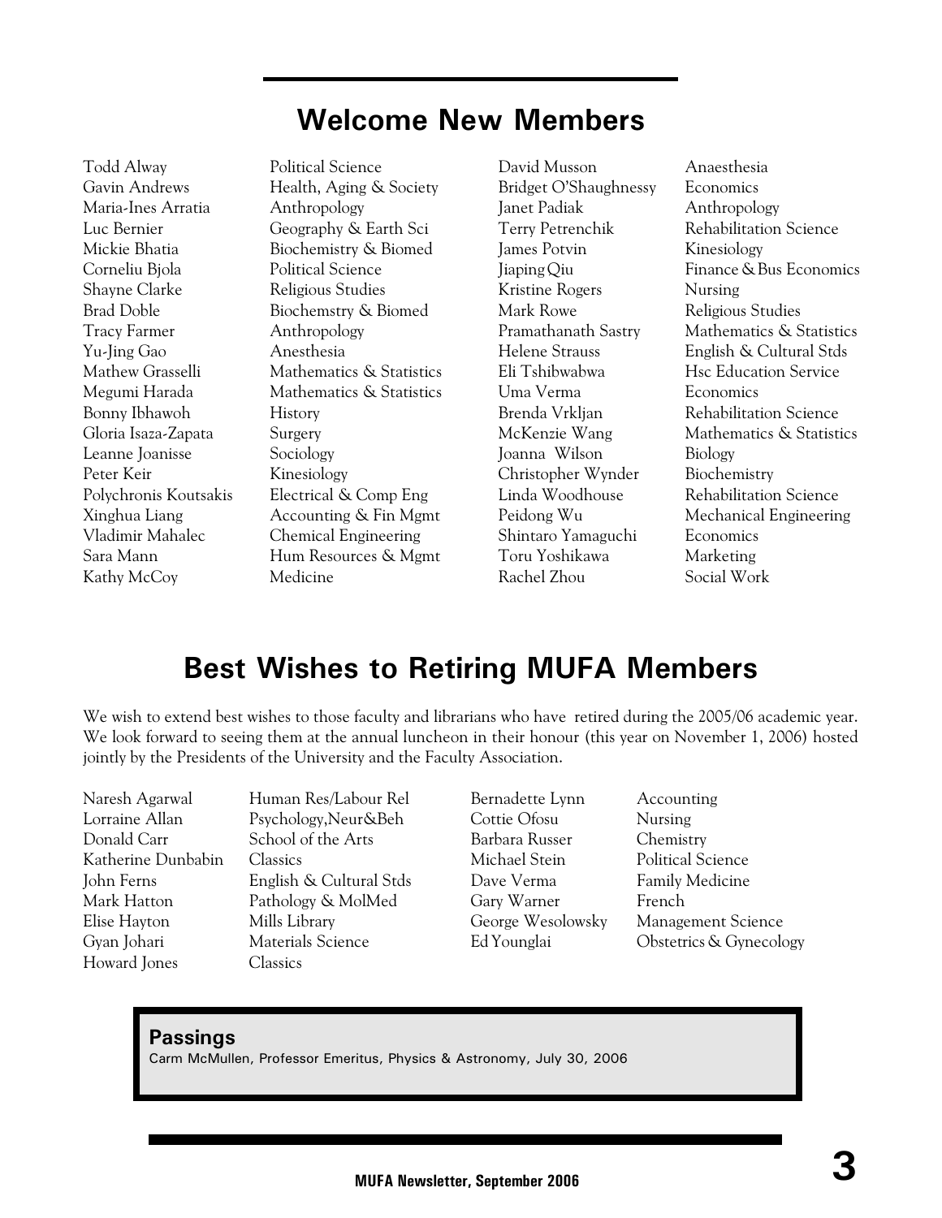## Welcome New Members

| Name | Department |
|---|---|
| Todd Alway | Political Science |
| Gavin Andrews | Health, Aging & Society |
| Maria-Ines Arratia | Anthropology |
| Luc Bernier | Geography & Earth Sci |
| Mickie Bhatia | Biochemistry & Biomed |
| Corneliu Bjola | Political Science |
| Shayne Clarke | Religious Studies |
| Brad Doble | Biochemstry & Biomed |
| Tracy Farmer | Anthropology |
| Yu-Jing Gao | Anesthesia |
| Mathew Grasselli | Mathematics & Statistics |
| Megumi Harada | Mathematics & Statistics |
| Bonny Ibhawoh | History |
| Gloria Isaza-Zapata | Surgery |
| Leanne Joanisse | Sociology |
| Peter Keir | Kinesiology |
| Polychronis Koutsakis | Electrical & Comp Eng |
| Xinghua Liang | Accounting & Fin Mgmt |
| Vladimir Mahalec | Chemical Engineering |
| Sara Mann | Hum Resources & Mgmt |
| Kathy McCoy | Medicine |
| David Musson | Anaesthesia |
| Bridget O'Shaughnessy | Economics |
| Janet Padiak | Anthropology |
| Terry Petrenchik | Rehabilitation Science |
| James Potvin | Kinesiology |
| Jiaping Qiu | Finance & Bus Economics |
| Kristine Rogers | Nursing |
| Mark Rowe | Religious Studies |
| Pramathanath Sastry | Mathematics & Statistics |
| Helene Strauss | English & Cultural Stds |
| Eli Tshibwabwa | Hsc Education Service |
| Uma Verma | Economics |
| Brenda Vrkljan | Rehabilitation Science |
| McKenzie Wang | Mathematics & Statistics |
| Joanna Wilson | Biology |
| Christopher Wynder | Biochemistry |
| Linda Woodhouse | Rehabilitation Science |
| Peidong Wu | Mechanical Engineering |
| Shintaro Yamaguchi | Economics |
| Toru Yoshikawa | Marketing |
| Rachel Zhou | Social Work |

## Best Wishes to Retiring MUFA Members

We wish to extend best wishes to those faculty and librarians who have retired during the 2005/06 academic year. We look forward to seeing them at the annual luncheon in their honour (this year on November 1, 2006) hosted jointly by the Presidents of the University and the Faculty Association.

| Name | Department |
|---|---|
| Naresh Agarwal | Human Res/Labour Rel |
| Lorraine Allan | Psychology,Neur&Beh |
| Donald Carr | School of the Arts |
| Katherine Dunbabin | Classics |
| John Ferns | English & Cultural Stds |
| Mark Hatton | Pathology & MolMed |
| Elise Hayton | Mills Library |
| Gyan Johari | Materials Science |
| Howard Jones | Classics |
| Bernadette Lynn | Accounting |
| Cottie Ofosu | Nursing |
| Barbara Russer | Chemistry |
| Michael Stein | Political Science |
| Dave Verma | Family Medicine |
| Gary Warner | French |
| George Wesolowsky | Management Science |
| Ed Younglai | Obstetrics & Gynecology |

### Passings

Carm McMullen, Professor Emeritus, Physics & Astronomy, July 30, 2006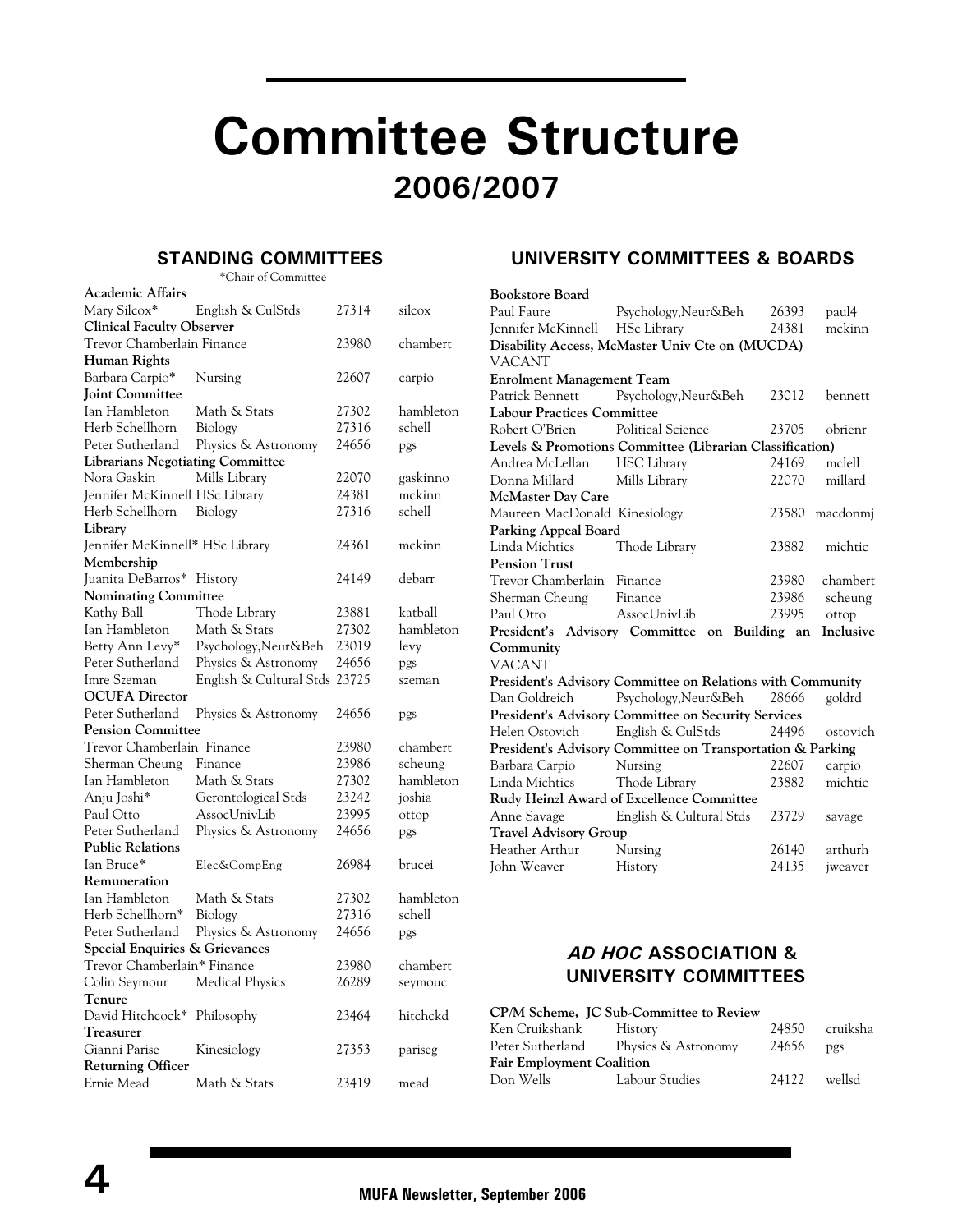# Committee Structure

## 2006/2007

### STANDING COMMITTEES

*Chair of Committee

| Name | Department | Ext. | Email |
|---|---|---|---|
| **Academic Affairs** | | | |
| Mary Silcox* | English & CulStds | 27314 | silcox |
| **Clinical Faculty Observer** | | | |
| Trevor Chamberlain | Finance | 23980 | chambert |
| **Human Rights** | | | |
| Barbara Carpio* | Nursing | 22607 | carpio |
| **Joint Committee** | | | |
| Ian Hambleton | Math & Stats | 27302 | hambleton |
| Herb Schellhorn | Biology | 27316 | schell |
| Peter Sutherland | Physics & Astronomy | 24656 | pgs |
| **Librarians Negotiating Committee** | | | |
| Nora Gaskin | Mills Library | 22070 | gaskinno |
| Jennifer McKinnell | HSc Library | 24381 | mckinn |
| Herb Schellhorn | Biology | 27316 | schell |
| **Library** | | | |
| Jennifer McKinnell* | HSc Library | 24361 | mckinn |
| **Membership** | | | |
| Juanita DeBarros* | History | 24149 | debarr |
| **Nominating Committee** | | | |
| Kathy Ball | Thode Library | 23881 | katball |
| Ian Hambleton | Math & Stats | 27302 | hambleton |
| Betty Ann Levy* | Psychology,Neur&Beh | 23019 | levy |
| Peter Sutherland | Physics & Astronomy | 24656 | pgs |
| Imre Szeman | English & Cultural Stds | 23725 | szeman |
| **OCUFA Director** | | | |
| Peter Sutherland | Physics & Astronomy | 24656 | pgs |
| **Pension Committee** | | | |
| Trevor Chamberlain | Finance | 23980 | chambert |
| Sherman Cheung | Finance | 23986 | scheung |
| Ian Hambleton | Math & Stats | 27302 | hambleton |
| Anju Joshi* | Gerontological Stds | 23242 | joshia |
| Paul Otto | AssocUnivLib | 23995 | ottop |
| Peter Sutherland | Physics & Astronomy | 24656 | pgs |
| **Public Relations** | | | |
| Ian Bruce* | Elec&CompEng | 26984 | brucei |
| **Remuneration** | | | |
| Ian Hambleton | Math & Stats | 27302 | hambleton |
| Herb Schellhorn* | Biology | 27316 | schell |
| Peter Sutherland | Physics & Astronomy | 24656 | pgs |
| **Special Enquiries & Grievances** | | | |
| Trevor Chamberlain* | Finance | 23980 | chambert |
| Colin Seymour | Medical Physics | 26289 | seymouc |
| **Tenure** | | | |
| David Hitchcock* | Philosophy | 23464 | hitchckd |
| **Treasurer** | | | |
| Gianni Parise | Kinesiology | 27353 | pariseg |
| **Returning Officer** | | | |
| Ernie Mead | Math & Stats | 23419 | mead |

### UNIVERSITY COMMITTEES & BOARDS

| Name | Department | Ext. | Email |
|---|---|---|---|
| **Bookstore Board** | | | |
| Paul Faure | Psychology,Neur&Beh | 26393 | paul4 |
| Jennifer McKinnell | HSc Library | 24381 | mckinn |
| **Disability Access, McMaster Univ Cte on (MUCDA)** | | | |
| VACANT | | | |
| **Enrolment Management Team** | | | |
| Patrick Bennett | Psychology,Neur&Beh | 23012 | bennett |
| **Labour Practices Committee** | | | |
| Robert O'Brien | Political Science | 23705 | obrienr |
| **Levels & Promotions Committee (Librarian Classification)** | | | |
| Andrea McLellan | HSC Library | 24169 | mclell |
| Donna Millard | Mills Library | 22070 | millard |
| **McMaster Day Care** | | | |
| Maureen MacDonald | Kinesiology | 23580 | macdonmj |
| **Parking Appeal Board** | | | |
| Linda Michtics | Thode Library | 23882 | michtic |
| **Pension Trust** | | | |
| Trevor Chamberlain | Finance | 23980 | chambert |
| Sherman Cheung | Finance | 23986 | scheung |
| Paul Otto | AssocUnivLib | 23995 | ottop |
| **President's Advisory Committee on Building an Inclusive Community** | | | |
| VACANT | | | |
| **President's Advisory Committee on Relations with Community** | | | |
| Dan Goldreich | Psychology,Neur&Beh | 28666 | goldrd |
| **President's Advisory Committee on Security Services** | | | |
| Helen Ostovich | English & CulStds | 24496 | ostovich |
| **President's Advisory Committee on Transportation & Parking** | | | |
| Barbara Carpio | Nursing | 22607 | carpio |
| Linda Michtics | Thode Library | 23882 | michtic |
| **Rudy Heinzl Award of Excellence Committee** | | | |
| Anne Savage | English & Cultural Stds | 23729 | savage |
| **Travel Advisory Group** | | | |
| Heather Arthur | Nursing | 26140 | arthurh |
| John Weaver | History | 24135 | jweaver |

### *AD HOC* ASSOCIATION & UNIVERSITY COMMITTEES

| Name | Department | Ext. | Email |
|---|---|---|---|
| **CP/M Scheme, JC Sub-Committee to Review** | | | |
| Ken Cruikshank | History | 24850 | cruiksha |
| Peter Sutherland | Physics & Astronomy | 24656 | pgs |
| **Fair Employment Coalition** | | | |
| Don Wells | Labour Studies | 24122 | wellsd |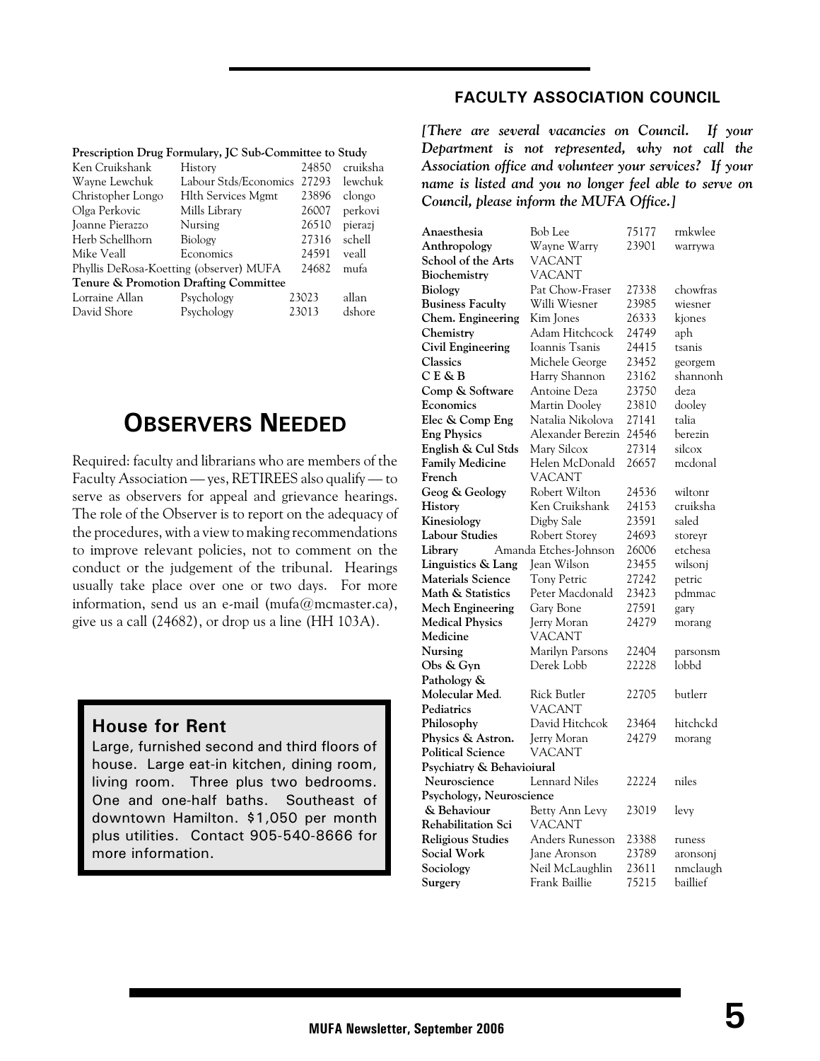**Prescription Drug Formulary, JC Sub-Committee to Study**

| | | | |
|---|---|---|---|
| Ken Cruikshank | History | 24850 | cruiksha |
| Wayne Lewchuk | Labour Stds/Economics | 27293 | lewchuk |
| Christopher Longo | Hlth Services Mgmt | 23896 | clongo |
| Olga Perkovic | Mills Library | 26007 | perkovi |
| Joanne Pierazzo | Nursing | 26510 | pierazj |
| Herb Schellhorn | Biology | 27316 | schell |
| Mike Veall | Economics | 24591 | veall |
| Phyllis DeRosa-Koetting (observer) MUFA | | 24682 | mufa |

**Tenure & Promotion Drafting Committee**

| | | | |
|---|---|---|---|
| Lorraine Allan | Psychology | 23023 | allan |
| David Shore | Psychology | 23013 | dshore |

# OBSERVERS NEEDED

Required: faculty and librarians who are members of the Faculty Association — yes, RETIREES also qualify — to serve as observers for appeal and grievance hearings. The role of the Observer is to report on the adequacy of the procedures, with a view to making recommendations to improve relevant policies, not to comment on the conduct or the judgement of the tribunal. Hearings usually take place over one or two days. For more information, send us an e-mail (mufa@mcmaster.ca), give us a call (24682), or drop us a line (HH 103A).

## House for Rent

Large, furnished second and third floors of house. Large eat-in kitchen, dining room, living room. Three plus two bedrooms. One and one-half baths. Southeast of downtown Hamilton. $1,050 per month plus utilities. Contact 905-540-8666 for more information.

## FACULTY ASSOCIATION COUNCIL

***[There are several vacancies on Council. If your Department is not represented, why not call the Association office and volunteer your services? If your name is listed and you no longer feel able to serve on Council, please inform the MUFA Office.]***

| | | | |
|---|---|---|---|
| **Anaesthesia** | Bob Lee | 75177 | rmkwlee |
| **Anthropology** | Wayne Warry | 23901 | warrywa |
| **School of the Arts** | VACANT | | |
| **Biochemistry** | VACANT | | |
| **Biology** | Pat Chow-Fraser | 27338 | chowfras |
| **Business Faculty** | Willi Wiesner | 23985 | wiesner |
| **Chem. Engineering** | Kim Jones | 26333 | kjones |
| **Chemistry** | Adam Hitchcock | 24749 | aph |
| **Civil Engineering** | Ioannis Tsanis | 24415 | tsanis |
| **Classics** | Michele George | 23452 | georgem |
| **C E & B** | Harry Shannon | 23162 | shannonh |
| **Comp & Software** | Antoine Deza | 23750 | deza |
| **Economics** | Martin Dooley | 23810 | dooley |
| **Elec & Comp Eng** | Natalia Nikolova | 27141 | talia |
| **Eng Physics** | Alexander Berezin | 24546 | berezin |
| **English & Cul Stds** | Mary Silcox | 27314 | silcox |
| **Family Medicine** | Helen McDonald | 26657 | mcdonal |
| **French** | VACANT | | |
| **Geog & Geology** | Robert Wilton | 24536 | wiltonr |
| **History** | Ken Cruikshank | 24153 | cruiksha |
| **Kinesiology** | Digby Sale | 23591 | saled |
| **Labour Studies** | Robert Storey | 24693 | storeyr |
| **Library** | Amanda Etches-Johnson | 26006 | etchesa |
| **Linguistics & Lang** | Jean Wilson | 23455 | wilsonj |
| **Materials Science** | Tony Petric | 27242 | petric |
| **Math & Statistics** | Peter Macdonald | 23423 | pdmmac |
| **Mech Engineering** | Gary Bone | 27591 | gary |
| **Medical Physics** | Jerry Moran | 24279 | morang |
| **Medicine** | VACANT | | |
| **Nursing** | Marilyn Parsons | 22404 | parsonsm |
| **Obs & Gyn** | Derek Lobb | 22228 | lobbd |
| **Pathology & Molecular Med.** | Rick Butler | 22705 | butlerr |
| **Pediatrics** | VACANT | | |
| **Philosophy** | David Hitchcok | 23464 | hitchckd |
| **Physics & Astron.** | Jerry Moran | 24279 | morang |
| **Political Science** | VACANT | | |
| **Psychiatry & Behavioiural Neuroscience** | Lennard Niles | 22224 | niles |
| **Psychology, Neuroscience & Behaviour** | Betty Ann Levy | 23019 | levy |
| **Rehabilitation Sci** | VACANT | | |
| **Religious Studies** | Anders Runesson | 23388 | runess |
| **Social Work** | Jane Aronson | 23789 | aronsonj |
| **Sociology** | Neil McLaughlin | 23611 | nmclaugh |
| **Surgery** | Frank Baillie | 75215 | baillief |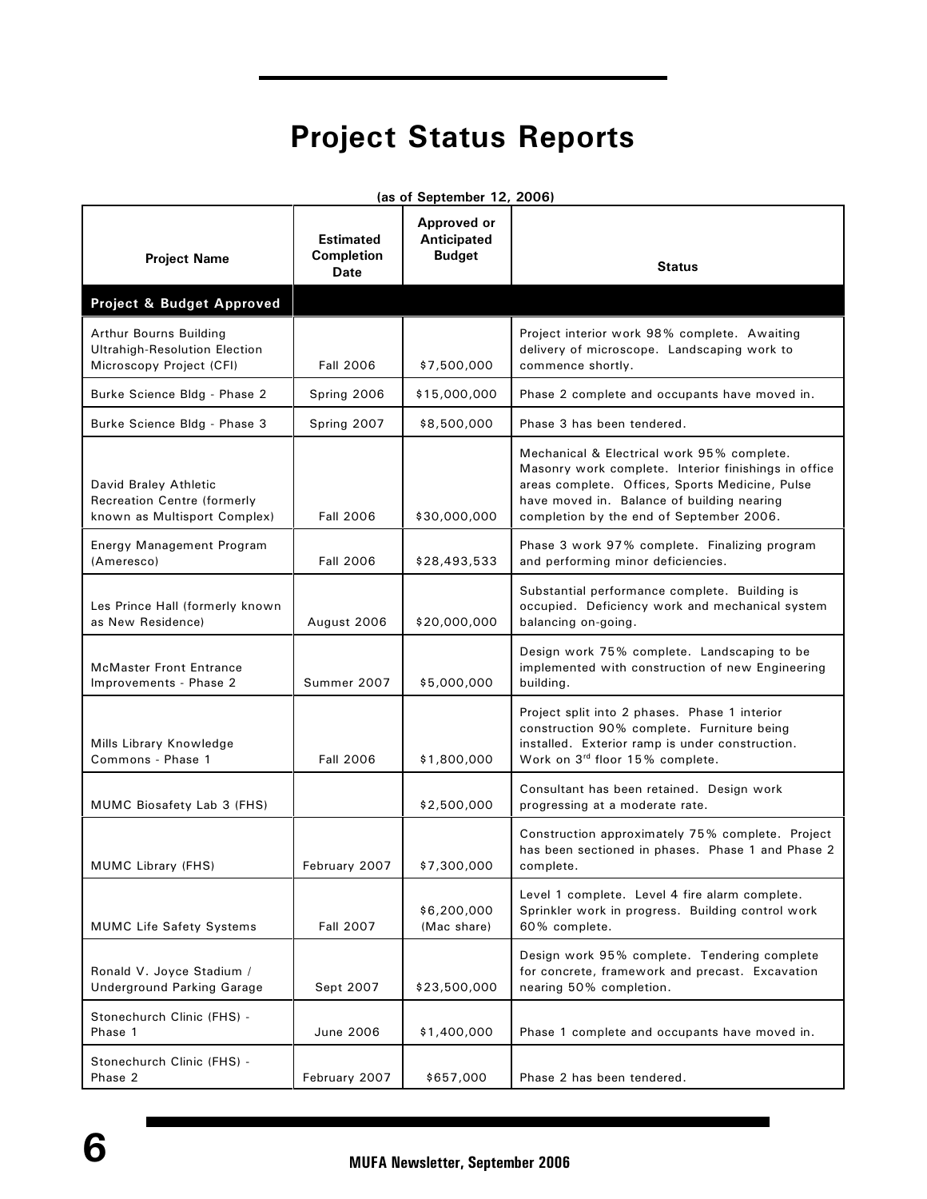# Project Status Reports

(as of September 12, 2006)

| Project Name | Estimated Completion Date | Approved or Anticipated Budget | Status |
|---|---|---|---|
| **Project & Budget Approved** | | | |
| Arthur Bourns Building Ultrahigh-Resolution Election Microscopy Project (CFI) | Fall 2006 | $7,500,000 | Project interior work 98% complete. Awaiting delivery of microscope. Landscaping work to commence shortly. |
| Burke Science Bldg - Phase 2 | Spring 2006 | $15,000,000 | Phase 2 complete and occupants have moved in. |
| Burke Science Bldg - Phase 3 | Spring 2007 | $8,500,000 | Phase 3 has been tendered. |
| David Braley Athletic Recreation Centre (formerly known as Multisport Complex) | Fall 2006 | $30,000,000 | Mechanical & Electrical work 95% complete. Masonry work complete. Interior finishings in office areas complete. Offices, Sports Medicine, Pulse have moved in. Balance of building nearing completion by the end of September 2006. |
| Energy Management Program (Ameresco) | Fall 2006 | $28,493,533 | Phase 3 work 97% complete. Finalizing program and performing minor deficiencies. |
| Les Prince Hall (formerly known as New Residence) | August 2006 | $20,000,000 | Substantial performance complete. Building is occupied. Deficiency work and mechanical system balancing on-going. |
| McMaster Front Entrance Improvements - Phase 2 | Summer 2007 | $5,000,000 | Design work 75% complete. Landscaping to be implemented with construction of new Engineering building. |
| Mills Library Knowledge Commons - Phase 1 | Fall 2006 | $1,800,000 | Project split into 2 phases. Phase 1 interior construction 90% complete. Furniture being installed. Exterior ramp is under construction. Work on 3rd floor 15% complete. |
| MUMC Biosafety Lab 3 (FHS) | | $2,500,000 | Consultant has been retained. Design work progressing at a moderate rate. |
| MUMC Library (FHS) | February 2007 | $7,300,000 | Construction approximately 75% complete. Project has been sectioned in phases. Phase 1 and Phase 2 complete. |
| MUMC Life Safety Systems | Fall 2007 | $6,200,000 (Mac share) | Level 1 complete. Level 4 fire alarm complete. Sprinkler work in progress. Building control work 60% complete. |
| Ronald V. Joyce Stadium / Underground Parking Garage | Sept 2007 | $23,500,000 | Design work 95% complete. Tendering complete for concrete, framework and precast. Excavation nearing 50% completion. |
| Stonechurch Clinic (FHS) - Phase 1 | June 2006 | $1,400,000 | Phase 1 complete and occupants have moved in. |
| Stonechurch Clinic (FHS) - Phase 2 | February 2007 | $657,000 | Phase 2 has been tendered. |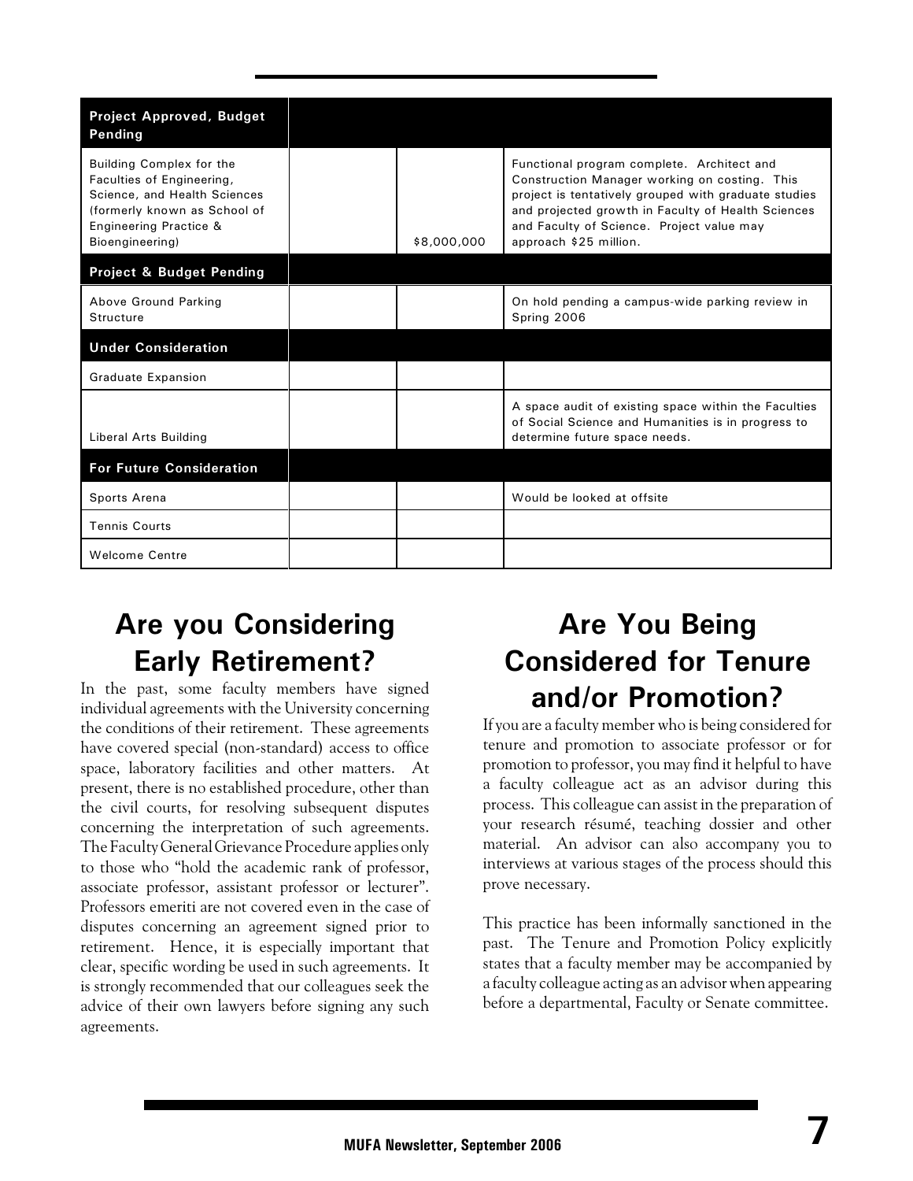| Project Approved, Budget Pending | | | |
| --- | --- | --- | --- |
| Building Complex for the Faculties of Engineering, Science, and Health Sciences (formerly known as School of Engineering Practice & Bioengineering) | | $8,000,000 | Functional program complete. Architect and Construction Manager working on costing. This project is tentatively grouped with graduate studies and projected growth in Faculty of Health Sciences and Faculty of Science. Project value may approach $25 million. |
| **Project & Budget Pending** | | | |
| Above Ground Parking Structure | | | On hold pending a campus-wide parking review in Spring 2006 |
| **Under Consideration** | | | |
| Graduate Expansion | | | |
| Liberal Arts Building | | | A space audit of existing space within the Faculties of Social Science and Humanities is in progress to determine future space needs. |
| **For Future Consideration** | | | |
| Sports Arena | | | Would be looked at offsite |
| Tennis Courts | | | |
| Welcome Centre | | | |

## Are you Considering Early Retirement?

In the past, some faculty members have signed individual agreements with the University concerning the conditions of their retirement. These agreements have covered special (non-standard) access to office space, laboratory facilities and other matters. At present, there is no established procedure, other than the civil courts, for resolving subsequent disputes concerning the interpretation of such agreements. The Faculty General Grievance Procedure applies only to those who "hold the academic rank of professor, associate professor, assistant professor or lecturer". Professors emeriti are not covered even in the case of disputes concerning an agreement signed prior to retirement. Hence, it is especially important that clear, specific wording be used in such agreements. It is strongly recommended that our colleagues seek the advice of their own lawyers before signing any such agreements.

## Are You Being Considered for Tenure and/or Promotion?

If you are a faculty member who is being considered for tenure and promotion to associate professor or for promotion to professor, you may find it helpful to have a faculty colleague act as an advisor during this process. This colleague can assist in the preparation of your research résumé, teaching dossier and other material. An advisor can also accompany you to interviews at various stages of the process should this prove necessary.

This practice has been informally sanctioned in the past. The Tenure and Promotion Policy explicitly states that a faculty member may be accompanied by a faculty colleague acting as an advisor when appearing before a departmental, Faculty or Senate committee.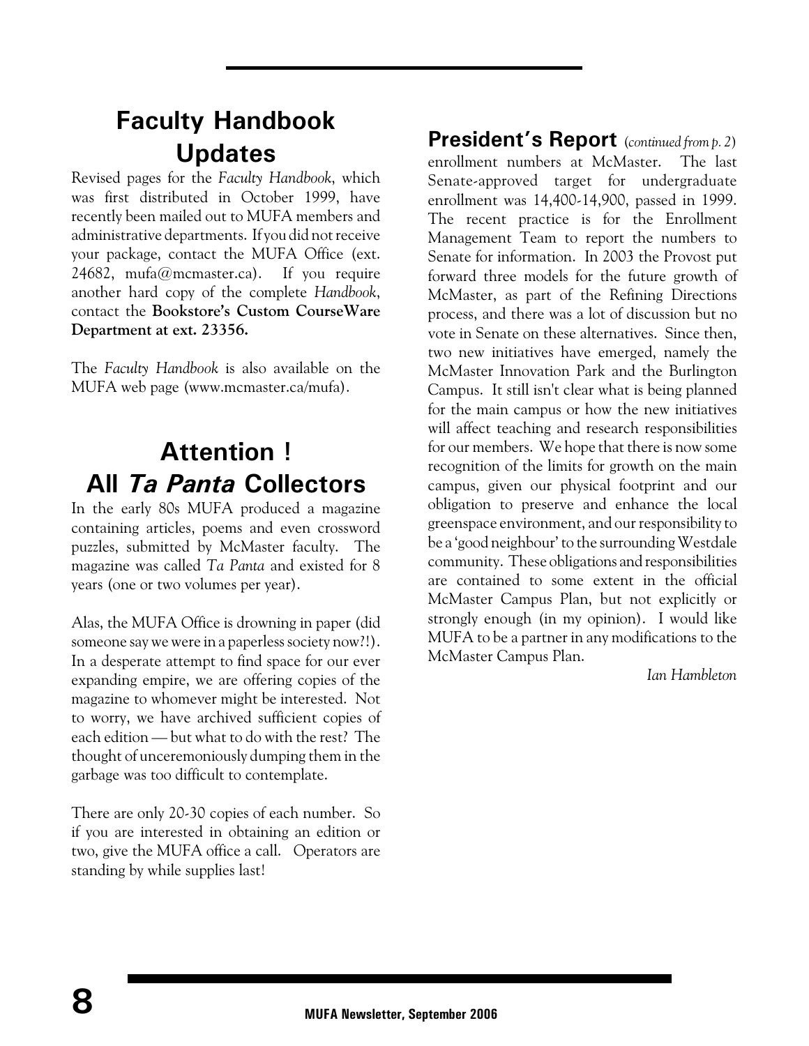## Faculty Handbook Updates

Revised pages for the *Faculty Handbook*, which was first distributed in October 1999, have recently been mailed out to MUFA members and administrative departments. If you did not receive your package, contact the MUFA Office (ext. 24682, mufa@mcmaster.ca). If you require another hard copy of the complete *Handbook*, contact the **Bookstore's Custom CourseWare Department at ext. 23356.**

The *Faculty Handbook* is also available on the MUFA web page (www.mcmaster.ca/mufa).

## Attention ! All *Ta Panta* Collectors

In the early 80s MUFA produced a magazine containing articles, poems and even crossword puzzles, submitted by McMaster faculty. The magazine was called *Ta Panta* and existed for 8 years (one or two volumes per year).

Alas, the MUFA Office is drowning in paper (did someone say we were in a paperless society now?!). In a desperate attempt to find space for our ever expanding empire, we are offering copies of the magazine to whomever might be interested. Not to worry, we have archived sufficient copies of each edition — but what to do with the rest? The thought of unceremoniously dumping them in the garbage was too difficult to contemplate.

There are only 20-30 copies of each number. So if you are interested in obtaining an edition or two, give the MUFA office a call. Operators are standing by while supplies last!

## President's Report (*continued from p. 2*)

enrollment numbers at McMaster. The last Senate-approved target for undergraduate enrollment was 14,400-14,900, passed in 1999. The recent practice is for the Enrollment Management Team to report the numbers to Senate for information. In 2003 the Provost put forward three models for the future growth of McMaster, as part of the Refining Directions process, and there was a lot of discussion but no vote in Senate on these alternatives. Since then, two new initiatives have emerged, namely the McMaster Innovation Park and the Burlington Campus. It still isn't clear what is being planned for the main campus or how the new initiatives will affect teaching and research responsibilities for our members. We hope that there is now some recognition of the limits for growth on the main campus, given our physical footprint and our obligation to preserve and enhance the local greenspace environment, and our responsibility to be a 'good neighbour' to the surrounding Westdale community. These obligations and responsibilities are contained to some extent in the official McMaster Campus Plan, but not explicitly or strongly enough (in my opinion). I would like MUFA to be a partner in any modifications to the McMaster Campus Plan.

*Ian Hambleton*